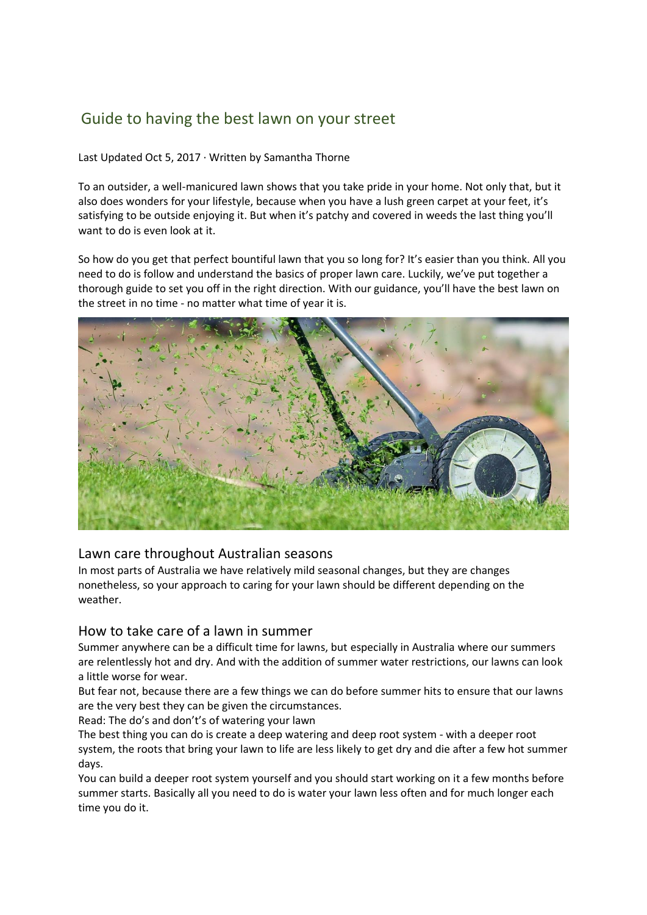# Guide to having the best lawn on your street

Last Updated Oct 5, 2017 · Written by Samantha Thorne

To an outsider, a well-manicured lawn shows that you take pride in your home. Not only that, but it also does wonders for your lifestyle, because when you have a lush green carpet at your feet, it's satisfying to be outside enjoying it. But when it's patchy and covered in weeds the last thing you'll want to do is even look at it.

So how do you get that perfect bountiful lawn that you so long for? It's easier than you think. All you need to do is follow and understand the basics of proper lawn care. Luckily, we've put together a thorough guide to set you off in the right direction. With our guidance, you'll have the best lawn on the street in no time - no matter what time of year it is.

## Lawn care throughout Australian seasons

In most parts of Australia we have relatively mild seasonal changes, but they are changes nonetheless, so your approach to caring for your lawn should be different depending on the weather.

## How to take care of a lawn in summer

Summer anywhere can be a difficult time for lawns, but especially in Australia where our summers are relentlessly hot and dry. And with the addition of summer water restrictions, our lawns can look a little worse for wear.

But fear not, because there are a few things we can do before summer hits to ensure that our lawns are the very best they can be given the circumstances.

Read: The do's and don't's of watering your lawn

The best thing you can do is create a deep watering and deep root system - with a deeper root system, the roots that bring your lawn to life are less likely to get dry and die after a few hot summer days.

You can build a deeper root system yourself and you should start working on it a few months before summer starts. Basically all you need to do is water your lawn less often and for much longer each time you do it.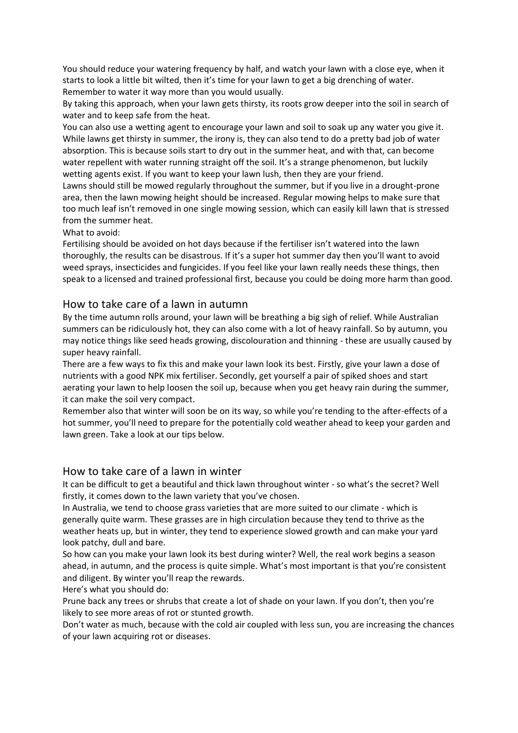You should reduce your watering frequency by half, and watch your lawn with a close eye, when it starts to look a little bit wilted, then it's time for your lawn to get a big drenching of water. Remember to water it way more than you would usually.

By taking this approach, when your lawn gets thirsty, its roots grow deeper into the soil in search of water and to keep safe from the heat.

You can also use a wetting agent to encourage your lawn and soil to soak up any water you give it. While lawns get thirsty in summer, the irony is, they can also tend to do a pretty bad job of water absorption. This is because soils start to dry out in the summer heat, and with that, can become water repellent with water running straight off the soil. It's a strange phenomenon, but luckily wetting agents exist. If you want to keep your lawn lush, then they are your friend.

Lawns should still be mowed regularly throughout the summer, but if you live in a drought-prone area, then the lawn mowing height should be increased. Regular mowing helps to make sure that too much leaf isn't removed in one single mowing session, which can easily kill lawn that is stressed from the summer heat.

What to avoid:

Fertilising should be avoided on hot days because if the fertiliser isn't watered into the lawn thoroughly, the results can be disastrous. If it's a super hot summer day then you'll want to avoid weed sprays, insecticides and fungicides. If you feel like your lawn really needs these things, then speak to a licensed and trained professional first, because you could be doing more harm than good.

## How to take care of a lawn in autumn

By the time autumn rolls around, your lawn will be breathing a big sigh of relief. While Australian summers can be ridiculously hot, they can also come with a lot of heavy rainfall. So by autumn, you may notice things like seed heads growing, discolouration and thinning - these are usually caused by super heavy rainfall.

There are a few ways to fix this and make your lawn look its best. Firstly, give your lawn a dose of nutrients with a good NPK mix fertiliser. Secondly, get yourself a pair of spiked shoes and start aerating your lawn to help loosen the soil up, because when you get heavy rain during the summer, it can make the soil very compact.

Remember also that winter will soon be on its way, so while you're tending to the after-effects of a hot summer, you'll need to prepare for the potentially cold weather ahead to keep your garden and lawn green. Take a look at our tips below.

## How to take care of a lawn in winter

It can be difficult to get a beautiful and thick lawn throughout winter - so what's the secret? Well firstly, it comes down to the lawn variety that you've chosen.

In Australia, we tend to choose grass varieties that are more suited to our climate - which is generally quite warm. These grasses are in high circulation because they tend to thrive as the weather heats up, but in winter, they tend to experience slowed growth and can make your yard look patchy, dull and bare.

So how can you make your lawn look its best during winter? Well, the real work begins a season ahead, in autumn, and the process is quite simple. What's most important is that you're consistent and diligent. By winter you'll reap the rewards.

Here's what you should do:

Prune back any trees or shrubs that create a lot of shade on your lawn. If you don't, then you're likely to see more areas of rot or stunted growth.

Don't water as much, because with the cold air coupled with less sun, you are increasing the chances of your lawn acquiring rot or diseases.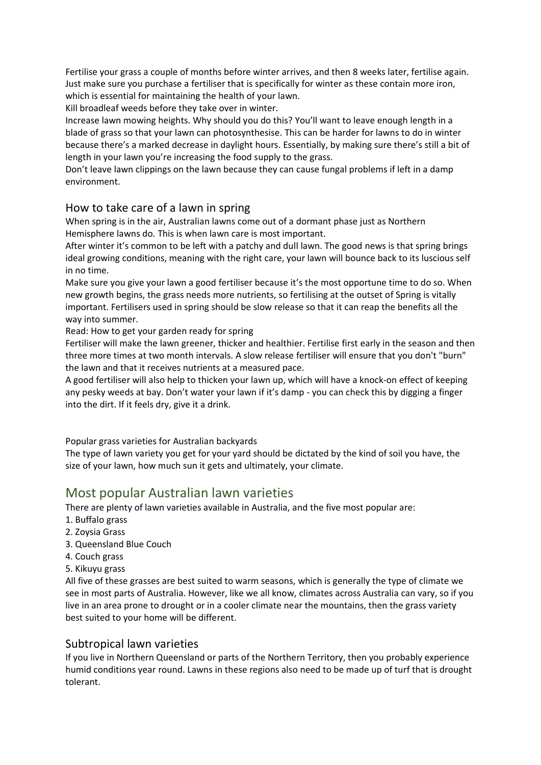Fertilise your grass a couple of months before winter arrives, and then 8 weeks later, fertilise again. Just make sure you purchase a fertiliser that is specifically for winter as these contain more iron, which is essential for maintaining the health of your lawn.

Kill broadleaf weeds before they take over in winter.

Increase lawn mowing heights. Why should you do this? You'll want to leave enough length in a blade of grass so that your lawn can photosynthesise. This can be harder for lawns to do in winter because there's a marked decrease in daylight hours. Essentially, by making sure there's still a bit of length in your lawn you're increasing the food supply to the grass.

Don't leave lawn clippings on the lawn because they can cause fungal problems if left in a damp environment.

### How to take care of a lawn in spring

When spring is in the air, Australian lawns come out of a dormant phase just as Northern Hemisphere lawns do. This is when lawn care is most important.

After winter it's common to be left with a patchy and dull lawn. The good news is that spring brings ideal growing conditions, meaning with the right care, your lawn will bounce back to its luscious self in no time.

Make sure you give your lawn a good fertiliser because it's the most opportune time to do so. When new growth begins, the grass needs more nutrients, so fertilising at the outset of Spring is vitally important. Fertilisers used in spring should be slow release so that it can reap the benefits all the way into summer.

Read: How to get your garden ready for spring

Fertiliser will make the lawn greener, thicker and healthier. Fertilise first early in the season and then three more times at two month intervals. A slow release fertiliser will ensure that you don't "burn" the lawn and that it receives nutrients at a measured pace.

A good fertiliser will also help to thicken your lawn up, which will have a knock-on effect of keeping any pesky weeds at bay. Don't water your lawn if it's damp - you can check this by digging a finger into the dirt. If it feels dry, give it a drink.

Popular grass varieties for Australian backyards

The type of lawn variety you get for your yard should be dictated by the kind of soil you have, the size of your lawn, how much sun it gets and ultimately, your climate.

## Most popular Australian lawn varieties

There are plenty of lawn varieties available in Australia, and the five most popular are:

1. Buffalo grass
2. Zoysia Grass
3. Queensland Blue Couch
4. Couch grass
5. Kikuyu grass

All five of these grasses are best suited to warm seasons, which is generally the type of climate we see in most parts of Australia. However, like we all know, climates across Australia can vary, so if you live in an area prone to drought or in a cooler climate near the mountains, then the grass variety best suited to your home will be different.

### Subtropical lawn varieties

If you live in Northern Queensland or parts of the Northern Territory, then you probably experience humid conditions year round. Lawns in these regions also need to be made up of turf that is drought tolerant.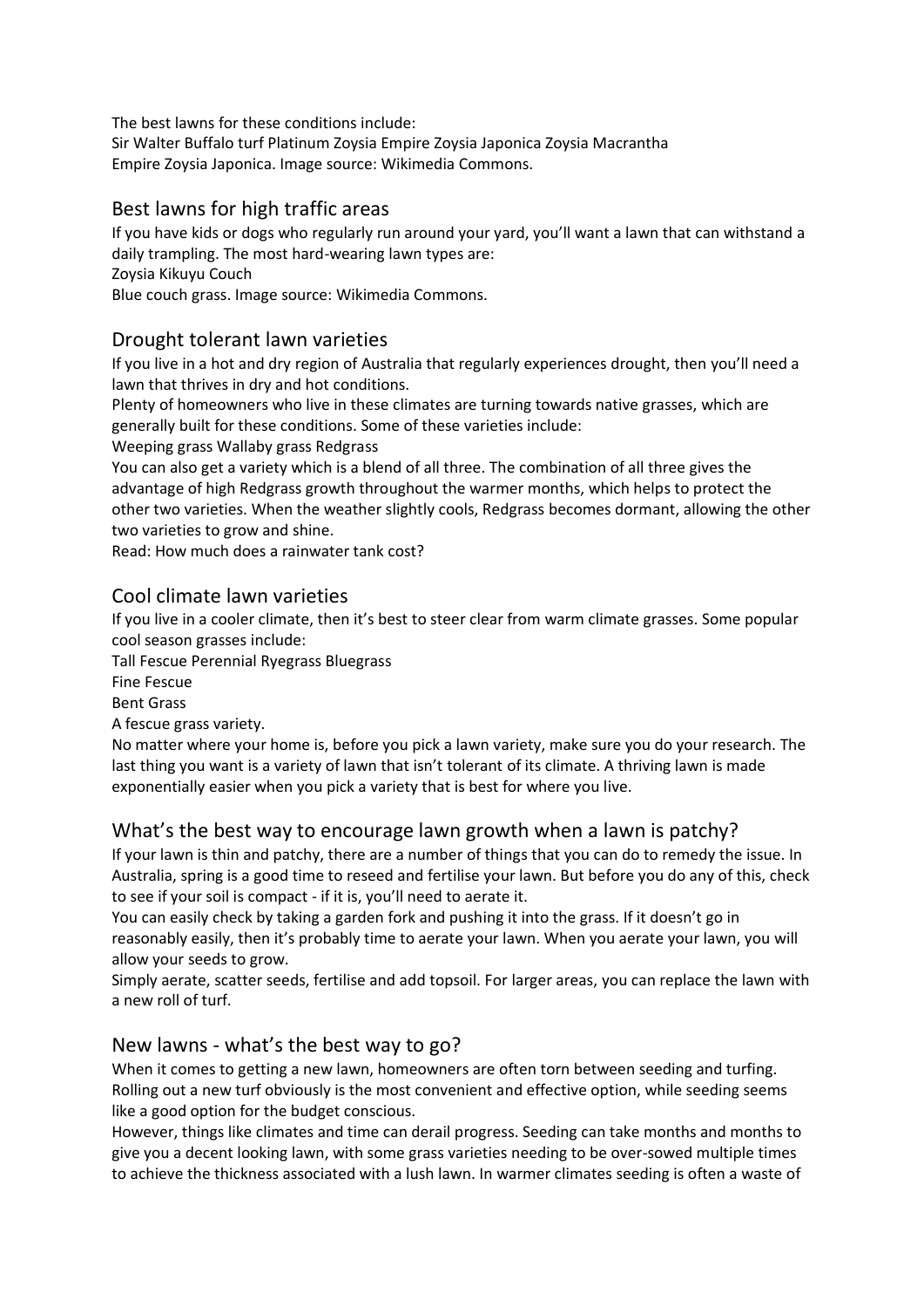The best lawns for these conditions include:
Sir Walter Buffalo turf Platinum Zoysia Empire Zoysia Japonica Zoysia Macrantha
Empire Zoysia Japonica. Image source: Wikimedia Commons.

## Best lawns for high traffic areas

If you have kids or dogs who regularly run around your yard, you'll want a lawn that can withstand a daily trampling. The most hard-wearing lawn types are:
Zoysia Kikuyu Couch
Blue couch grass. Image source: Wikimedia Commons.

## Drought tolerant lawn varieties

If you live in a hot and dry region of Australia that regularly experiences drought, then you'll need a lawn that thrives in dry and hot conditions.
Plenty of homeowners who live in these climates are turning towards native grasses, which are generally built for these conditions. Some of these varieties include:
Weeping grass Wallaby grass Redgrass
You can also get a variety which is a blend of all three. The combination of all three gives the advantage of high Redgrass growth throughout the warmer months, which helps to protect the other two varieties. When the weather slightly cools, Redgrass becomes dormant, allowing the other two varieties to grow and shine.
Read: How much does a rainwater tank cost?

## Cool climate lawn varieties

If you live in a cooler climate, then it's best to steer clear from warm climate grasses. Some popular cool season grasses include:
Tall Fescue Perennial Ryegrass Bluegrass
Fine Fescue
Bent Grass
A fescue grass variety.
No matter where your home is, before you pick a lawn variety, make sure you do your research. The last thing you want is a variety of lawn that isn't tolerant of its climate. A thriving lawn is made exponentially easier when you pick a variety that is best for where you live.

## What's the best way to encourage lawn growth when a lawn is patchy?

If your lawn is thin and patchy, there are a number of things that you can do to remedy the issue. In Australia, spring is a good time to reseed and fertilise your lawn. But before you do any of this, check to see if your soil is compact - if it is, you'll need to aerate it.
You can easily check by taking a garden fork and pushing it into the grass. If it doesn't go in reasonably easily, then it's probably time to aerate your lawn. When you aerate your lawn, you will allow your seeds to grow.
Simply aerate, scatter seeds, fertilise and add topsoil. For larger areas, you can replace the lawn with a new roll of turf.

## New lawns - what's the best way to go?

When it comes to getting a new lawn, homeowners are often torn between seeding and turfing. Rolling out a new turf obviously is the most convenient and effective option, while seeding seems like a good option for the budget conscious.
However, things like climates and time can derail progress. Seeding can take months and months to give you a decent looking lawn, with some grass varieties needing to be over-sowed multiple times to achieve the thickness associated with a lush lawn. In warmer climates seeding is often a waste of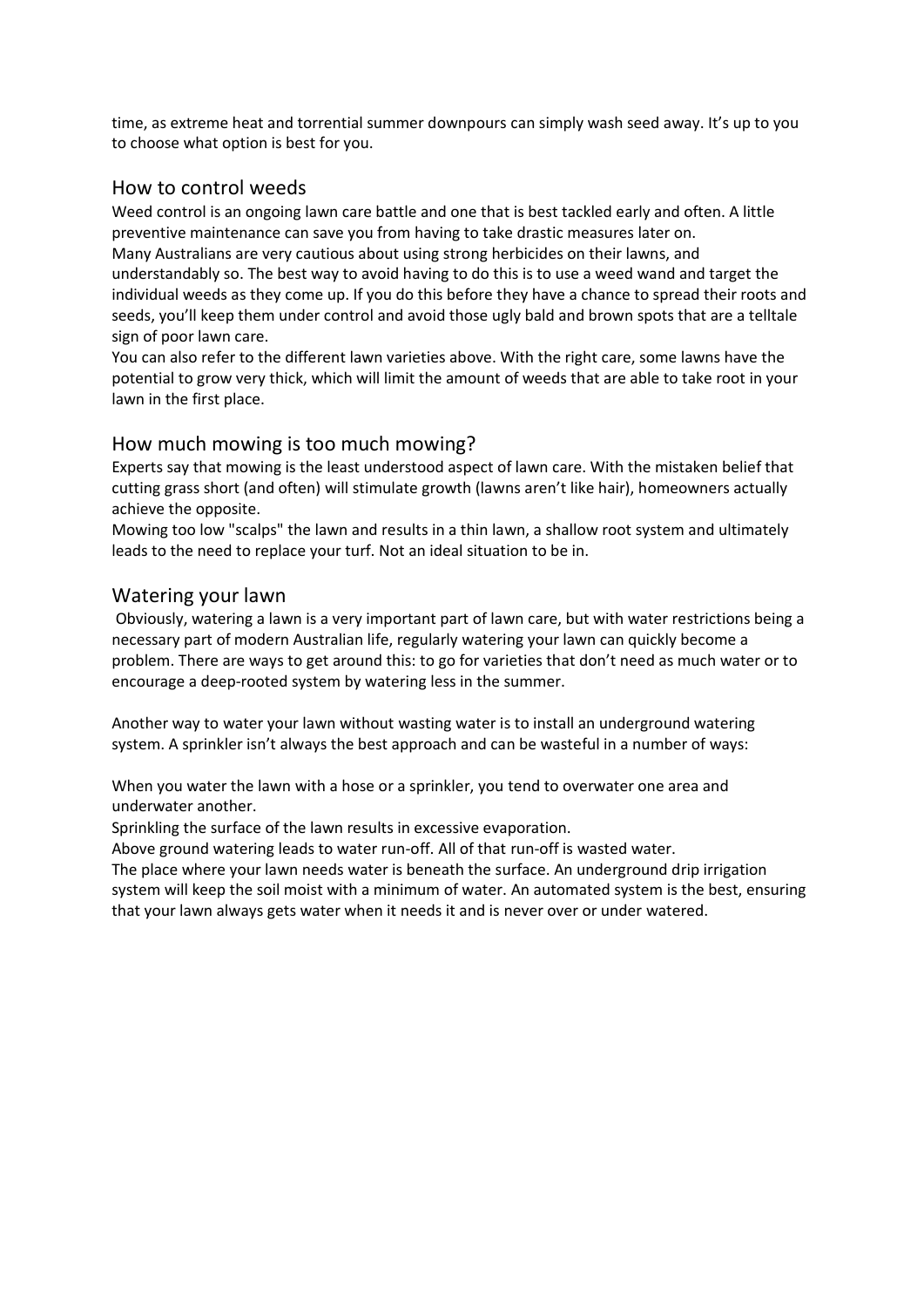time, as extreme heat and torrential summer downpours can simply wash seed away. It's up to you to choose what option is best for you.

## How to control weeds

Weed control is an ongoing lawn care battle and one that is best tackled early and often. A little preventive maintenance can save you from having to take drastic measures later on.

Many Australians are very cautious about using strong herbicides on their lawns, and understandably so. The best way to avoid having to do this is to use a weed wand and target the individual weeds as they come up. If you do this before they have a chance to spread their roots and seeds, you'll keep them under control and avoid those ugly bald and brown spots that are a telltale sign of poor lawn care.

You can also refer to the different lawn varieties above. With the right care, some lawns have the potential to grow very thick, which will limit the amount of weeds that are able to take root in your lawn in the first place.

## How much mowing is too much mowing?

Experts say that mowing is the least understood aspect of lawn care. With the mistaken belief that cutting grass short (and often) will stimulate growth (lawns aren't like hair), homeowners actually achieve the opposite.

Mowing too low "scalps" the lawn and results in a thin lawn, a shallow root system and ultimately leads to the need to replace your turf. Not an ideal situation to be in.

## Watering your lawn

Obviously, watering a lawn is a very important part of lawn care, but with water restrictions being a necessary part of modern Australian life, regularly watering your lawn can quickly become a problem. There are ways to get around this: to go for varieties that don't need as much water or to encourage a deep-rooted system by watering less in the summer.

Another way to water your lawn without wasting water is to install an underground watering system. A sprinkler isn't always the best approach and can be wasteful in a number of ways:

When you water the lawn with a hose or a sprinkler, you tend to overwater one area and underwater another.

Sprinkling the surface of the lawn results in excessive evaporation.

Above ground watering leads to water run-off. All of that run-off is wasted water.

The place where your lawn needs water is beneath the surface. An underground drip irrigation system will keep the soil moist with a minimum of water. An automated system is the best, ensuring that your lawn always gets water when it needs it and is never over or under watered.